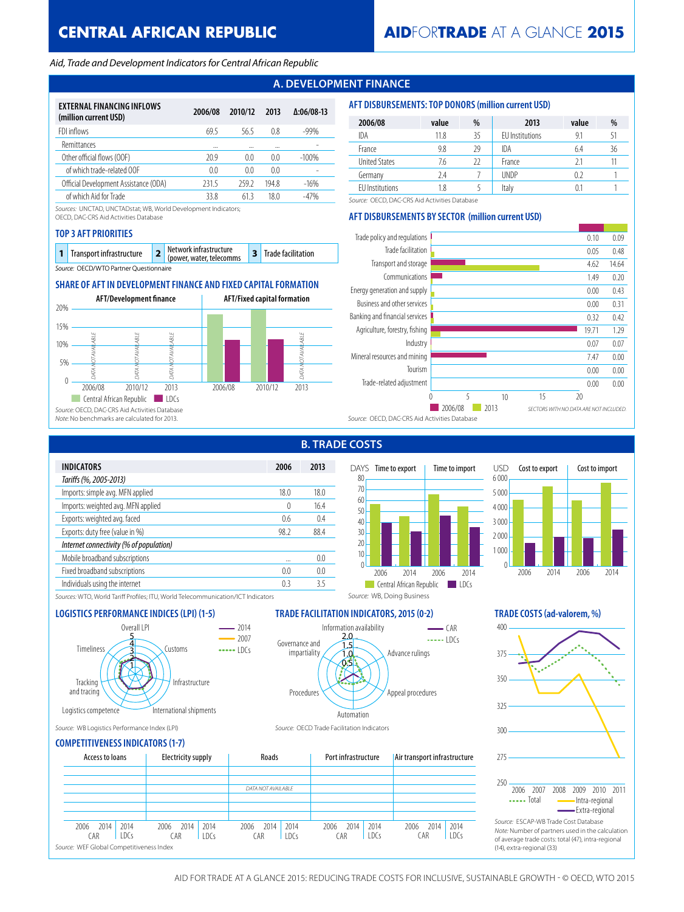# CENTRAL AFRICAN REPUBLIC

*Aid, Trade and Development Indicators for Central African Republic*

## A. DEVELOPMENT FINANCE

| EXTERNAL FINANCING INFLOWS (million current USD) | 2006/08 | 2010/12 | 2013 | Δ:06/08-13 |
|---|---|---|---|---|
| FDI inflows | 69.5 | 56.5 | 0.8 | -99% |
| Remittances | ... | ... | ... | - |
| Other official flows (OOF) | 20.9 | 0.0 | 0.0 | -100% |
| of which trade-related OOF | 0.0 | 0.0 | 0.0 | - |
| Official Development Assistance (ODA) | 231.5 | 259.2 | 194.8 | -16% |
| of which Aid for Trade | 33.8 | 61.3 | 18.0 | -47% |

Sources: UNCTAD, UNCTADstat; WB, World Development Indicators; OECD, DAC-CRS Aid Activities Database

### TOP 3 AFT PRIORITIES

| 1 | Transport infrastructure | 2 | Network infrastructure (power, water, telecomms | 3 | Trade facilitation |
|---|---|---|---|---|---|

Source: OECD/WTO Partner Questionnaire

### SHARE OF AFT IN DEVELOPMENT FINANCE AND FIXED CAPITAL FORMATION

AFT/Development finance: 2006/08 DATA NOT AVAILABLE; 2010/12 DATA NOT AVAILABLE; 2013 DATA NOT AVAILABLE

AFT/Fixed capital formation: 2006/08, 2010/12 (Central African Republic, LDCs); 2013 DATA NOT AVAILABLE

Source: OECD, DAC-CRS Aid Activities Database
Note: No benchmarks are calculated for 2013.

### AFT DISBURSEMENTS: TOP DONORS (million current USD)

| 2006/08 | value | % | 2013 | value | % |
|---|---|---|---|---|---|
| IDA | 11.8 | 35 | EU Institutions | 9.1 | 51 |
| France | 9.8 | 29 | IDA | 6.4 | 36 |
| United States | 7.6 | 22 | France | 2.1 | 11 |
| Germany | 2.4 | 7 | UNDP | 0.2 | 1 |
| EU Institutions | 1.8 | 5 | Italy | 0.1 | 1 |

Source: OECD, DAC-CRS Aid Activities Database

### AFT DISBURSEMENTS BY SECTOR (million current USD)

| Sector | 2006/08 | 2013 |
|---|---|---|
| Trade policy and regulations | 0.10 | 0.09 |
| Trade facilitation | 0.05 | 0.48 |
| Transport and storage | 4.62 | 14.64 |
| Communications | 1.49 | 0.20 |
| Energy generation and supply | 0.00 | 0.43 |
| Business and other services | 0.00 | 0.31 |
| Banking and financial services | 0.32 | 0.42 |
| Agriculture, forestry, fishing | 19.71 | 1.29 |
| Industry | 0.07 | 0.07 |
| Mineral resources and mining | 7.47 | 0.00 |
| Tourism | 0.00 | 0.00 |
| Trade-related adjustment | 0.00 | 0.00 |

SECTORS WITH NO DATA ARE NOT INCLUDED.

Source: OECD, DAC-CRS Aid Activities Database

## B. TRADE COSTS

| INDICATORS | 2006 | 2013 |
|---|---|---|
| *Tariffs (%, 2005-2013)* | | |
| Imports: simple avg. MFN applied | 18.0 | 18.0 |
| Imports: weighted avg. MFN applied | 0 | 16.4 |
| Exports: weighted avg. faced | 0.6 | 0.4 |
| Exports: duty free (value in %) | 98.2 | 88.4 |
| *Internet connectivity (% of population)* | | |
| Mobile broadband subscriptions | ... | 0.0 |
| Fixed broadband subscriptions | 0.0 | 0.0 |
| Individuals using the internet | 0.3 | 3.5 |

Sources: WTO, World Tariff Profiles; ITU, World Telecommunication/ICT Indicators

Time to export / Time to import (DAYS); Cost to export / Cost to import (USD) — 2006, 2014; Central African Republic, LDCs

Source: WB, Doing Business

### LOGISTICS PERFORMANCE INDICES (LPI) (1-5)

Overall LPI, Customs, Infrastructure, International shipments, Logistics competence, Tracking and tracing, Timeliness — 2014, 2007, LDCs

Source: WB Logistics Performance Index (LPI)

### TRADE FACILITATION INDICATORS, 2015 (0-2)

Information availability, Advance rulings, Appeal procedures, Automation, Procedures, Governance and impartiality — CAR, LDCs

Source: OECD Trade Facilitation Indicators

### TRADE COSTS (ad-valorem, %)

Total, Intra-regional, Extra-regional — 2006–2011

Source: ESCAP-WB Trade Cost Database
Note: Number of partners used in the calculation of average trade costs: total (47), intra-regional (14), extra-regional (33)

### COMPETITIVENESS INDICATORS (1-7)

Access to loans, Electricity supply, Roads, Port infrastructure, Air transport infrastructure — DATA NOT AVAILABLE

Source: WEF Global Competitiveness Index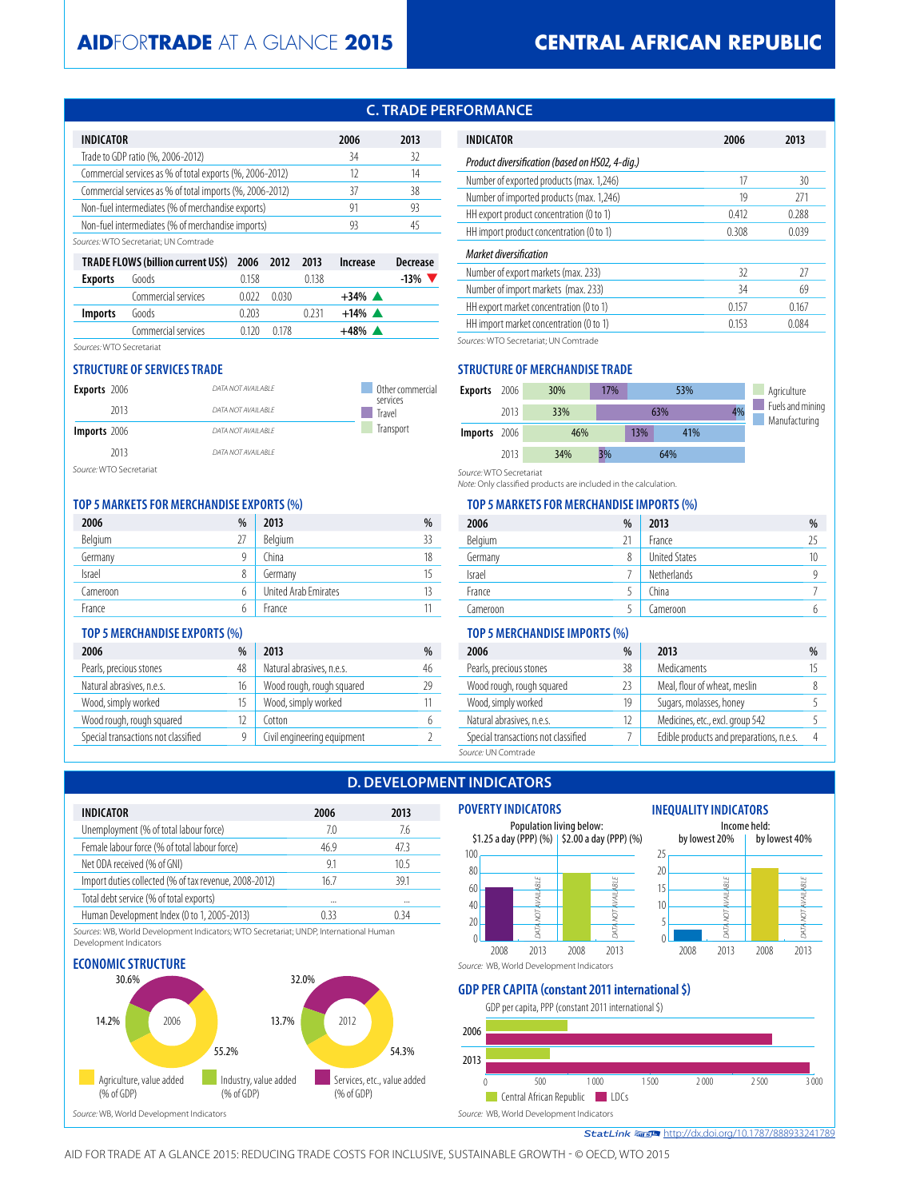## C. TRADE PERFORMANCE

| INDICATOR | 2006 | 2013 |
|---|---|---|
| Trade to GDP ratio (%, 2006-2012) | 34 | 32 |
| Commercial services as % of total exports (%, 2006-2012) | 12 | 14 |
| Commercial services as % of total imports (%, 2006-2012) | 37 | 38 |
| Non-fuel intermediates (% of merchandise exports) | 91 | 93 |
| Non-fuel intermediates (% of merchandise imports) | 93 | 45 |

*Sources:* WTO Secretariat; UN Comtrade

| TRADE FLOWS (billion current US$) | | 2006 | 2012 | 2013 | Increase | Decrease |
|---|---|---|---|---|---|---|
| Exports | Goods | 0.158 | | 0.138 | | -13% ▼ |
| | Commercial services | 0.022 | 0.030 | | +34% ▲ | |
| Imports | Goods | 0.203 | | 0.231 | +14% ▲ | |
| | Commercial services | 0.120 | 0.178 | | +48% ▲ | |

*Sources:* WTO Secretariat

| INDICATOR | 2006 | 2013 |
|---|---|---|
| *Product diversification (based on HS02, 4-dig.)* | | |
| Number of exported products (max. 1,246) | 17 | 30 |
| Number of imported products (max. 1,246) | 19 | 271 |
| HH export product concentration (0 to 1) | 0.412 | 0.288 |
| HH import product concentration (0 to 1) | 0.308 | 0.039 |
| *Market diversification* | | |
| Number of export markets (max. 233) | 32 | 27 |
| Number of import markets (max. 233) | 34 | 69 |
| HH export market concentration (0 to 1) | 0.157 | 0.167 |
| HH import market concentration (0 to 1) | 0.153 | 0.084 |

*Sources:* WTO Secretariat; UN Comtrade

### STRUCTURE OF SERVICES TRADE

Exports 2006 DATA NOT AVAILABLE
2013 DATA NOT AVAILABLE
Imports 2006 DATA NOT AVAILABLE
2013 DATA NOT AVAILABLE

Other commercial services
Travel
Transport

*Source:* WTO Secretariat

### STRUCTURE OF MERCHANDISE TRADE

Exports 2006: 30% 17% 53%
2013: 33% 63% 4%
Imports 2006: 46% 13% 41%
2013: 34% 3% 64%

Agriculture
Fuels and mining
Manufacturing

*Source:* WTO Secretariat
*Note:* Only classified products are included in the calculation.

### TOP 5 MARKETS FOR MERCHANDISE EXPORTS (%)

| 2006 | % | 2013 | % |
|---|---|---|---|
| Belgium | 27 | Belgium | 33 |
| Germany | 9 | China | 18 |
| Israel | 8 | Germany | 15 |
| Cameroon | 6 | United Arab Emirates | 13 |
| France | 6 | France | 11 |

### TOP 5 MARKETS FOR MERCHANDISE IMPORTS (%)

| 2006 | % | 2013 | % |
|---|---|---|---|
| Belgium | 21 | France | 25 |
| Germany | 8 | United States | 10 |
| Israel | 7 | Netherlands | 9 |
| France | 5 | China | 7 |
| Cameroon | 5 | Cameroon | 6 |

### TOP 5 MERCHANDISE EXPORTS (%)

| 2006 | % | 2013 | % |
|---|---|---|---|
| Pearls, precious stones | 48 | Natural abrasives, n.e.s. | 46 |
| Natural abrasives, n.e.s. | 16 | Wood rough, rough squared | 29 |
| Wood, simply worked | 15 | Wood, simply worked | 11 |
| Wood rough, rough squared | 12 | Cotton | 6 |
| Special transactions not classified | 9 | Civil engineering equipment | 2 |

### TOP 5 MERCHANDISE IMPORTS (%)

| 2006 | % | 2013 | % |
|---|---|---|---|
| Pearls, precious stones | 38 | Medicaments | 15 |
| Wood rough, rough squared | 23 | Meal, flour of wheat, meslin | 8 |
| Wood, simply worked | 19 | Sugars, molasses, honey | 5 |
| Natural abrasives, n.e.s. | 12 | Medicines, etc., excl. group 542 | 5 |
| Special transactions not classified | 7 | Edible products and preparations, n.e.s. | 4 |

*Source:* UN Comtrade

## D. DEVELOPMENT INDICATORS

| INDICATOR | 2006 | 2013 |
|---|---|---|
| Unemployment (% of total labour force) | 7.0 | 7.6 |
| Female labour force (% of total labour force) | 46.9 | 47.3 |
| Net ODA received (% of GNI) | 9.1 | 10.5 |
| Import duties collected (% of tax revenue, 2008-2012) | 16.7 | 39.1 |
| Total debt service (% of total exports) | ... | ... |
| Human Development Index (0 to 1, 2005-2013) | 0.33 | 0.34 |

*Sources:* WB, World Development Indicators; WTO Secretariat; UNDP, International Human Development Indicators

### ECONOMIC STRUCTURE

2006: 30.6% 14.2% 55.2%
2012: 32.0% 13.7% 54.3%

Agriculture, value added (% of GDP)
Industry, value added (% of GDP)
Services, etc., value added (% of GDP)

*Source:* WB, World Development Indicators

### POVERTY INDICATORS

Population living below:
$1.25 a day (PPP) (%) | $2.00 a day (PPP) (%)
100
80
60
40
20
0
2008 2013 2008 2013
DATA NOT AVAILABLE
DATA NOT AVAILABLE

### INEQUALITY INDICATORS

Income held:
by lowest 20% | by lowest 40%
25
20
15
10
5
0
2008 2013 2008 2013
DATA NOT AVAILABLE
DATA NOT AVAILABLE

*Source:* WB, World Development Indicators

### GDP PER CAPITA (constant 2011 international $)

GDP per capita, PPP (constant 2011 international $)
2006
2013
0 500 1 000 1 500 2 000 2 500 3 000
Central African Republic
LDCs

*Source:* WB, World Development Indicators

StatLink http://dx.doi.org/10.1787/888933241789

AID FOR TRADE AT A GLANCE 2015: REDUCING TRADE COSTS FOR INCLUSIVE, SUSTAINABLE GROWTH - © OECD, WTO 2015